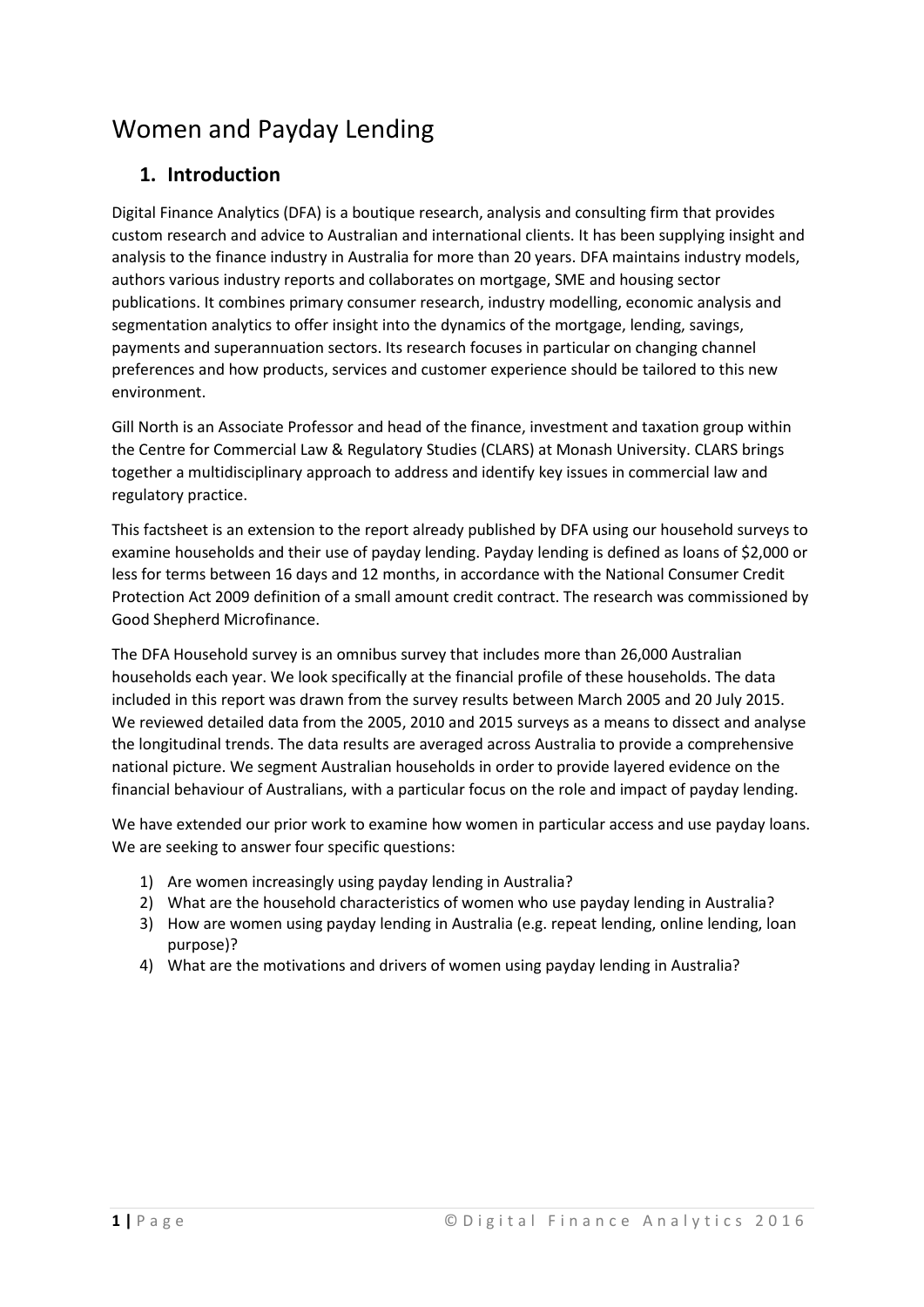# Women and Payday Lending

## 1. Introduction

Digital Finance Analytics (DFA) is a boutique research, analysis and consulting firm that provides custom research and advice to Australian and international clients. It has been supplying insight and analysis to the finance industry in Australia for more than 20 years. DFA maintains industry models, authors various industry reports and collaborates on mortgage, SME and housing sector publications. It combines primary consumer research, industry modelling, economic analysis and segmentation analytics to offer insight into the dynamics of the mortgage, lending, savings, payments and superannuation sectors. Its research focuses in particular on changing channel preferences and how products, services and customer experience should be tailored to this new environment.

Gill North is an Associate Professor and head of the finance, investment and taxation group within the Centre for Commercial Law & Regulatory Studies (CLARS) at Monash University. CLARS brings together a multidisciplinary approach to address and identify key issues in commercial law and regulatory practice.

This factsheet is an extension to the report already published by DFA using our household surveys to examine households and their use of payday lending. Payday lending is defined as loans of $2,000 or less for terms between 16 days and 12 months, in accordance with the National Consumer Credit Protection Act 2009 definition of a small amount credit contract. The research was commissioned by Good Shepherd Microfinance.

The DFA Household survey is an omnibus survey that includes more than 26,000 Australian households each year. We look specifically at the financial profile of these households. The data included in this report was drawn from the survey results between March 2005 and 20 July 2015. We reviewed detailed data from the 2005, 2010 and 2015 surveys as a means to dissect and analyse the longitudinal trends. The data results are averaged across Australia to provide a comprehensive national picture. We segment Australian households in order to provide layered evidence on the financial behaviour of Australians, with a particular focus on the role and impact of payday lending.

We have extended our prior work to examine how women in particular access and use payday loans. We are seeking to answer four specific questions:

1) Are women increasingly using payday lending in Australia?
2) What are the household characteristics of women who use payday lending in Australia?
3) How are women using payday lending in Australia (e.g. repeat lending, online lending, loan purpose)?
4) What are the motivations and drivers of women using payday lending in Australia?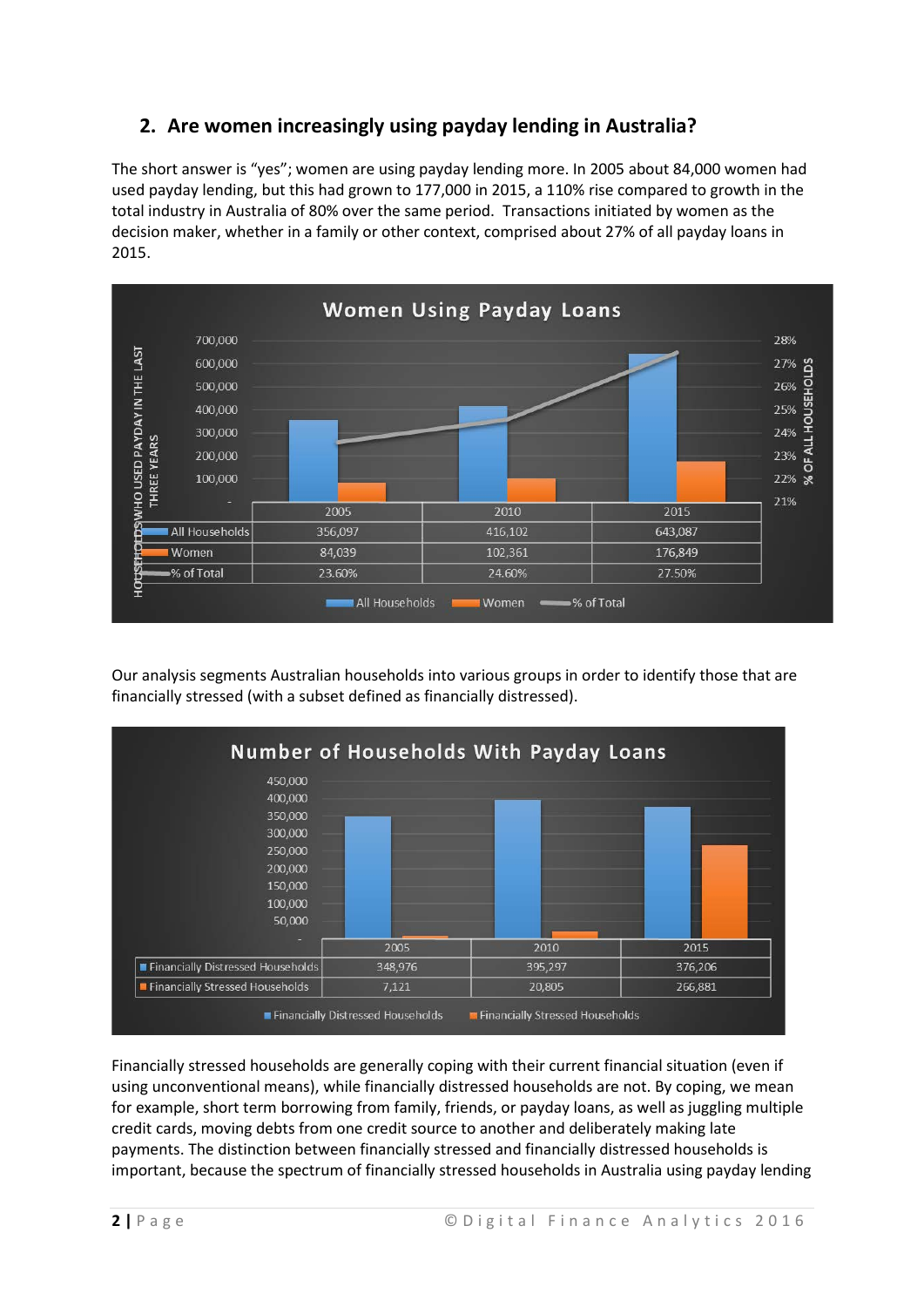## 2. Are women increasingly using payday lending in Australia?

The short answer is "yes"; women are using payday lending more. In 2005 about 84,000 women had used payday lending, but this had grown to 177,000 in 2015, a 110% rise compared to growth in the total industry in Australia of 80% over the same period. Transactions initiated by women as the decision maker, whether in a family or other context, comprised about 27% of all payday loans in 2015.

**Women Using Payday Loans**

| | 2005 | 2010 | 2015 |
|---|---|---|---|
| All Households | 356,097 | 416,102 | 643,087 |
| Women | 84,039 | 102,361 | 176,849 |
| % of Total | 23.60% | 24.60% | 27.50% |

Our analysis segments Australian households into various groups in order to identify those that are financially stressed (with a subset defined as financially distressed).

**Number of Households With Payday Loans**

| | 2005 | 2010 | 2015 |
|---|---|---|---|
| Financially Distressed Households | 348,976 | 395,297 | 376,206 |
| Financially Stressed Households | 7,121 | 20,805 | 266,881 |

Financially stressed households are generally coping with their current financial situation (even if using unconventional means), while financially distressed households are not. By coping, we mean for example, short term borrowing from family, friends, or payday loans, as well as juggling multiple credit cards, moving debts from one credit source to another and deliberately making late payments. The distinction between financially stressed and financially distressed households is important, because the spectrum of financially stressed households in Australia using payday lending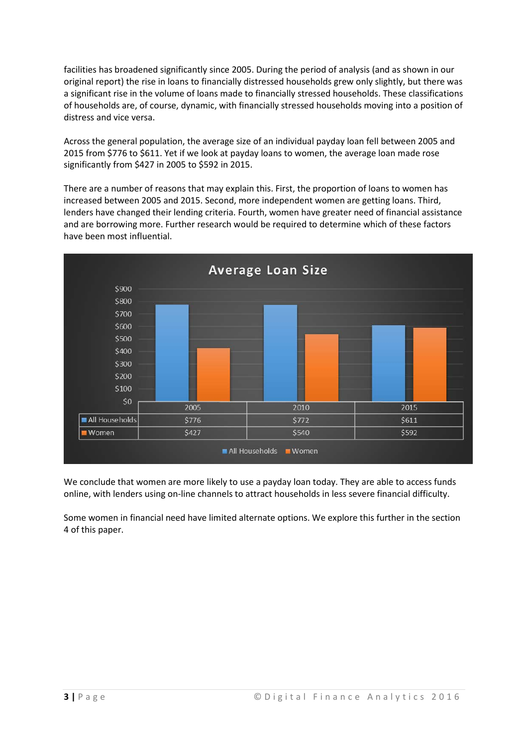facilities has broadened significantly since 2005. During the period of analysis (and as shown in our original report) the rise in loans to financially distressed households grew only slightly, but there was a significant rise in the volume of loans made to financially stressed households. These classifications of households are, of course, dynamic, with financially stressed households moving into a position of distress and vice versa.

Across the general population, the average size of an individual payday loan fell between 2005 and 2015 from $776 to $611. Yet if we look at payday loans to women, the average loan made rose significantly from $427 in 2005 to $592 in 2015.

There are a number of reasons that may explain this. First, the proportion of loans to women has increased between 2005 and 2015. Second, more independent women are getting loans. Third, lenders have changed their lending criteria. Fourth, women have greater need of financial assistance and are borrowing more. Further research would be required to determine which of these factors have been most influential.

**Average Loan Size**

| | 2005 | 2010 | 2015 |
|---|---|---|---|
| All Households | $776 | $772 | $611 |
| Women | $427 | $540 | $592 |

We conclude that women are more likely to use a payday loan today. They are able to access funds online, with lenders using on-line channels to attract households in less severe financial difficulty.

Some women in financial need have limited alternate options. We explore this further in the section 4 of this paper.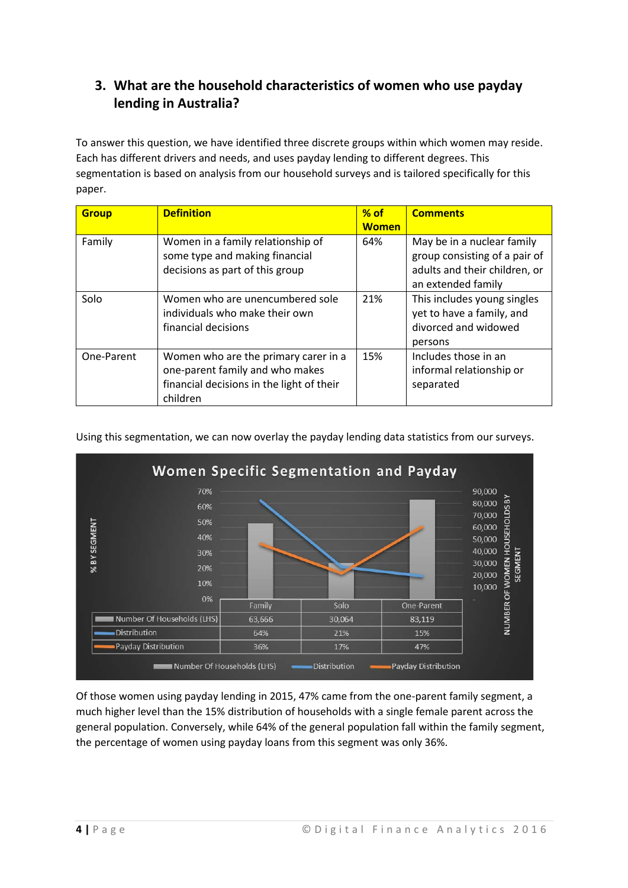## 3. What are the household characteristics of women who use payday lending in Australia?

To answer this question, we have identified three discrete groups within which women may reside. Each has different drivers and needs, and uses payday lending to different degrees. This segmentation is based on analysis from our household surveys and is tailored specifically for this paper.

| Group | Definition | % of Women | Comments |
|---|---|---|---|
| Family | Women in a family relationship of some type and making financial decisions as part of this group | 64% | May be in a nuclear family group consisting of a pair of adults and their children, or an extended family |
| Solo | Women who are unencumbered sole individuals who make their own financial decisions | 21% | This includes young singles yet to have a family, and divorced and widowed persons |
| One-Parent | Women who are the primary carer in a one-parent family and who makes financial decisions in the light of their children | 15% | Includes those in an informal relationship or separated |

Using this segmentation, we can now overlay the payday lending data statistics from our surveys.

**Women Specific Segmentation and Payday**

| | Family | Solo | One-Parent |
|---|---|---|---|
| Number Of Households (LHS) | 63,666 | 30,064 | 83,119 |
| Distribution | 64% | 21% | 15% |
| Payday Distribution | 36% | 17% | 47% |

Of those women using payday lending in 2015, 47% came from the one-parent family segment, a much higher level than the 15% distribution of households with a single female parent across the general population. Conversely, while 64% of the general population fall within the family segment, the percentage of women using payday loans from this segment was only 36%.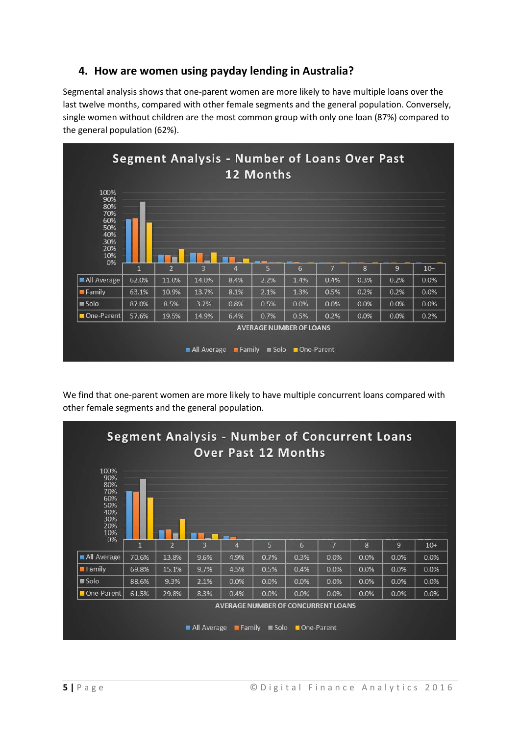## 4. How are women using payday lending in Australia?

Segmental analysis shows that one-parent women are more likely to have multiple loans over the last twelve months, compared with other female segments and the general population. Conversely, single women without children are the most common group with only one loan (87%) compared to the general population (62%).

**Segment Analysis - Number of Loans Over Past 12 Months**

| | 1 | 2 | 3 | 4 | 5 | 6 | 7 | 8 | 9 | 10+ |
|---|---|---|---|---|---|---|---|---|---|---|
| All Average | 62.0% | 11.0% | 14.0% | 8.4% | 2.2% | 1.4% | 0.4% | 0.3% | 0.2% | 0.0% |
| Family | 63.1% | 10.9% | 13.7% | 8.1% | 2.1% | 1.3% | 0.5% | 0.2% | 0.2% | 0.0% |
| Solo | 87.0% | 8.5% | 3.2% | 0.8% | 0.5% | 0.0% | 0.0% | 0.0% | 0.0% | 0.0% |
| One-Parent | 57.6% | 19.5% | 14.9% | 6.4% | 0.7% | 0.5% | 0.2% | 0.0% | 0.0% | 0.2% |

AVERAGE NUMBER OF LOANS

We find that one-parent women are more likely to have multiple concurrent loans compared with other female segments and the general population.

**Segment Analysis - Number of Concurrent Loans Over Past 12 Months**

| | 1 | 2 | 3 | 4 | 5 | 6 | 7 | 8 | 9 | 10+ |
|---|---|---|---|---|---|---|---|---|---|---|
| All Average | 70.6% | 13.8% | 9.6% | 4.9% | 0.7% | 0.3% | 0.0% | 0.0% | 0.0% | 0.0% |
| Family | 69.8% | 15.1% | 9.7% | 4.5% | 0.5% | 0.4% | 0.0% | 0.0% | 0.0% | 0.0% |
| Solo | 88.6% | 9.3% | 2.1% | 0.0% | 0.0% | 0.0% | 0.0% | 0.0% | 0.0% | 0.0% |
| One-Parent | 61.5% | 29.8% | 8.3% | 0.4% | 0.0% | 0.0% | 0.0% | 0.0% | 0.0% | 0.0% |

AVERAGE NUMBER OF CONCURRENT LOANS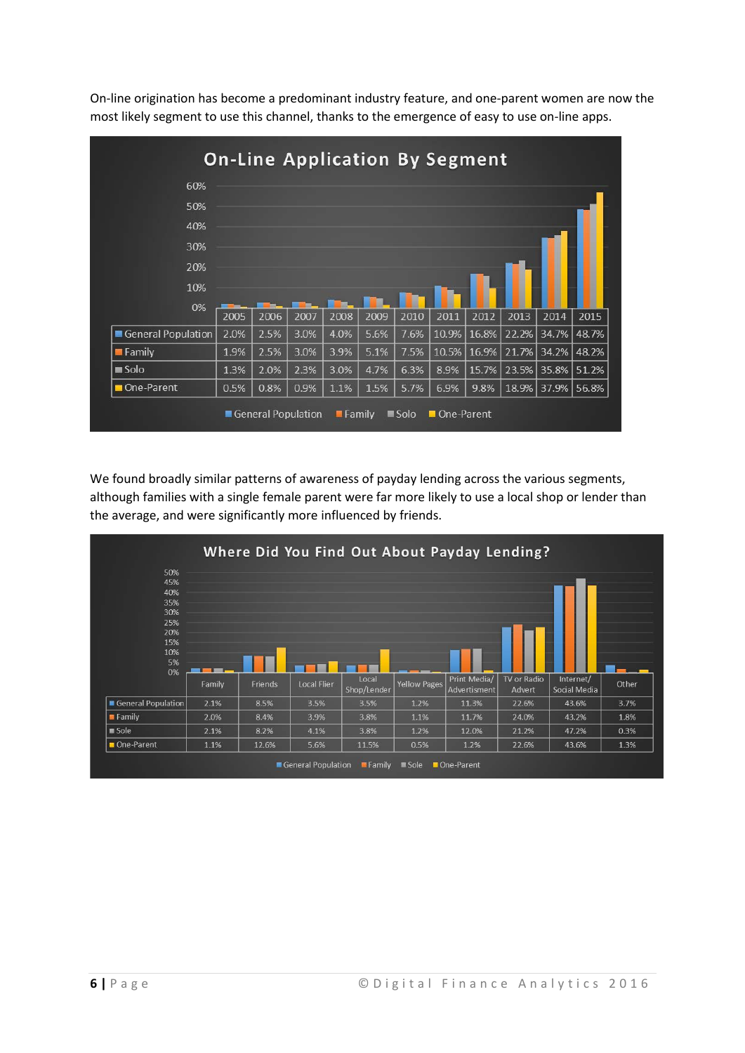On-line origination has become a predominant industry feature, and one-parent women are now the most likely segment to use this channel, thanks to the emergence of easy to use on-line apps.

**On-Line Application By Segment**

| | 2005 | 2006 | 2007 | 2008 | 2009 | 2010 | 2011 | 2012 | 2013 | 2014 | 2015 |
|---|---|---|---|---|---|---|---|---|---|---|---|
| General Population | 2.0% | 2.5% | 3.0% | 4.0% | 5.6% | 7.6% | 10.9% | 16.8% | 22.2% | 34.7% | 48.7% |
| Family | 1.9% | 2.5% | 3.0% | 3.9% | 5.1% | 7.5% | 10.5% | 16.9% | 21.7% | 34.2% | 48.2% |
| Solo | 1.3% | 2.0% | 2.3% | 3.0% | 4.7% | 6.3% | 8.9% | 15.7% | 23.5% | 35.8% | 51.2% |
| One-Parent | 0.5% | 0.8% | 0.9% | 1.1% | 1.5% | 5.7% | 6.9% | 9.8% | 18.9% | 37.9% | 56.8% |

We found broadly similar patterns of awareness of payday lending across the various segments, although families with a single female parent were far more likely to use a local shop or lender than the average, and were significantly more influenced by friends.

**Where Did You Find Out About Payday Lending?**

| | Family | Friends | Local Flier | Local Shop/Lender | Yellow Pages | Print Media/ Advertisment | TV or Radio Advert | Internet/ Social Media | Other |
|---|---|---|---|---|---|---|---|---|---|
| General Population | 2.1% | 8.5% | 3.5% | 3.5% | 1.2% | 11.3% | 22.6% | 43.6% | 3.7% |
| Family | 2.0% | 8.4% | 3.9% | 3.8% | 1.1% | 11.7% | 24.0% | 43.2% | 1.8% |
| Sole | 2.1% | 8.2% | 4.1% | 3.8% | 1.2% | 12.0% | 21.2% | 47.2% | 0.3% |
| One-Parent | 1.1% | 12.6% | 5.6% | 11.5% | 0.5% | 1.2% | 22.6% | 43.6% | 1.3% |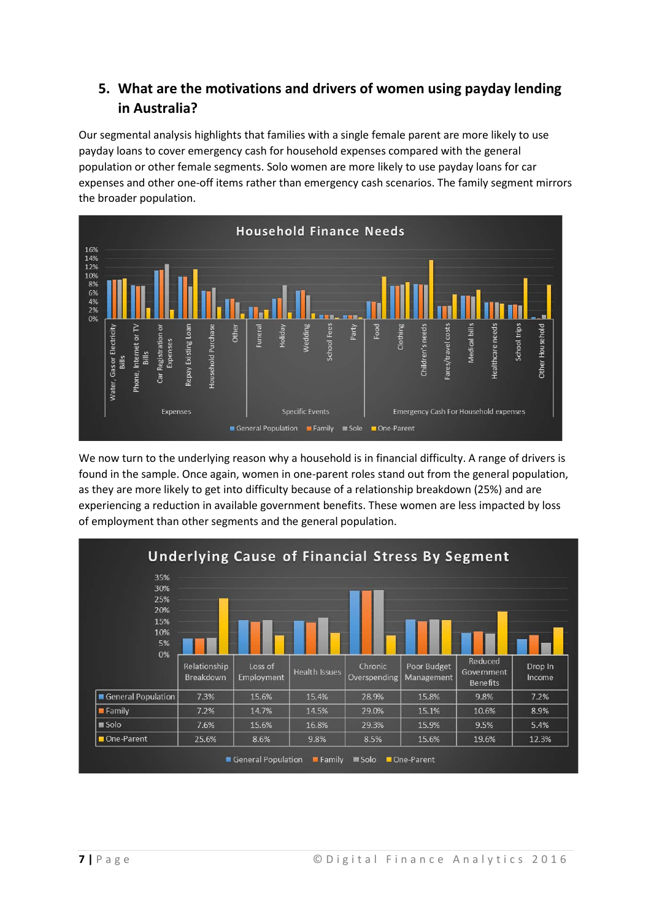## 5. What are the motivations and drivers of women using payday lending in Australia?

Our segmental analysis highlights that families with a single female parent are more likely to use payday loans to cover emergency cash for household expenses compared with the general population or other female segments. Solo women are more likely to use payday loans for car expenses and other one-off items rather than emergency cash scenarios. The family segment mirrors the broader population.

We now turn to the underlying reason why a household is in financial difficulty. A range of drivers is found in the sample. Once again, women in one-parent roles stand out from the general population, as they are more likely to get into difficulty because of a relationship breakdown (25%) and are experiencing a reduction in available government benefits. These women are less impacted by loss of employment than other segments and the general population.

**Underlying Cause of Financial Stress By Segment**

| | Relationship Breakdown | Loss of Employment | Health Issues | Chronic Overspending | Poor Budget Management | Reduced Government Benefits | Drop In Income |
|---|---|---|---|---|---|---|---|
| General Population | 7.3% | 15.6% | 15.4% | 28.9% | 15.8% | 9.8% | 7.2% |
| Family | 7.2% | 14.7% | 14.5% | 29.0% | 15.1% | 10.6% | 8.9% |
| Solo | 7.6% | 15.6% | 16.8% | 29.3% | 15.9% | 9.5% | 5.4% |
| One-Parent | 25.6% | 8.6% | 9.8% | 8.5% | 15.6% | 19.6% | 12.3% |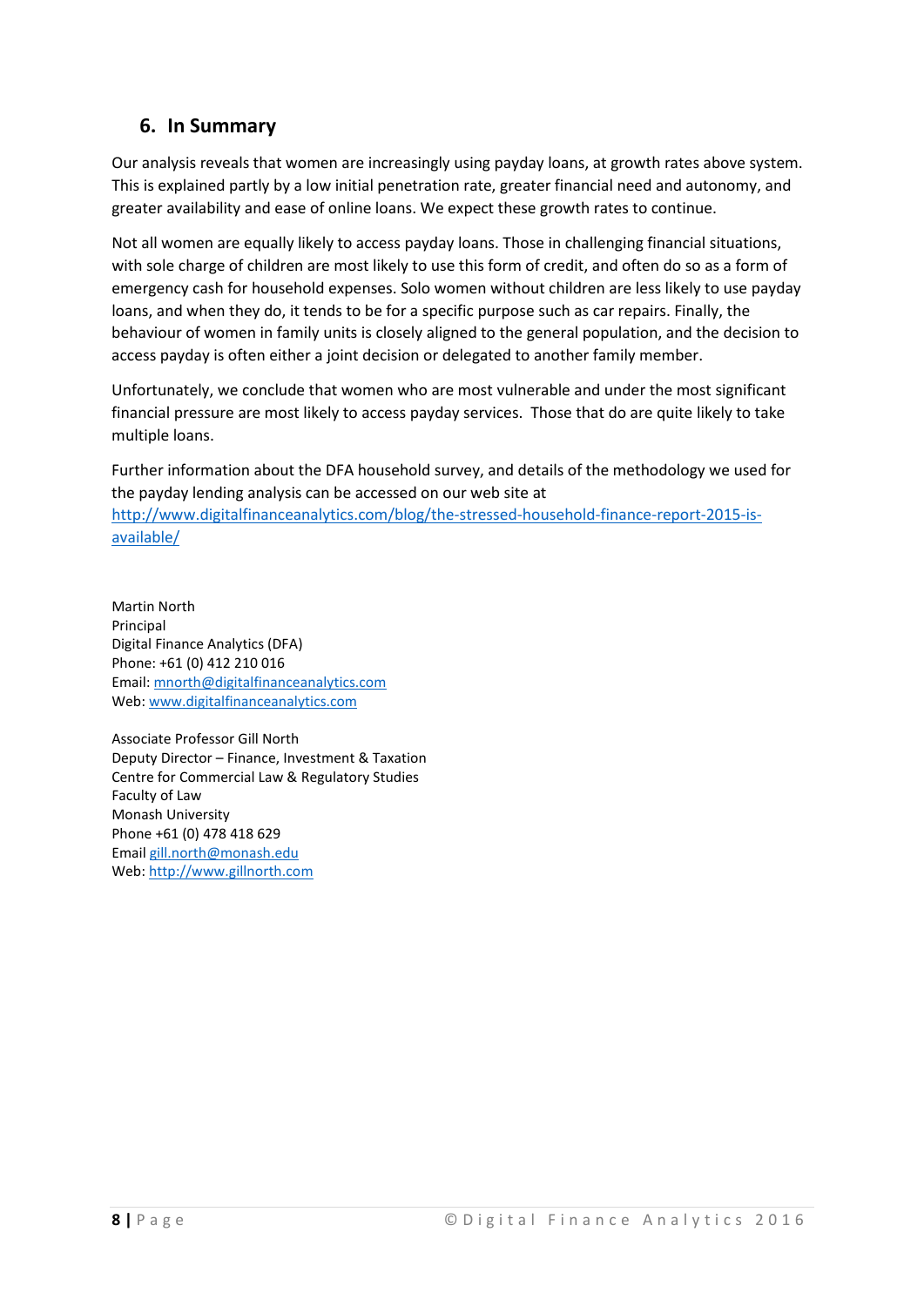## 6. In Summary

Our analysis reveals that women are increasingly using payday loans, at growth rates above system. This is explained partly by a low initial penetration rate, greater financial need and autonomy, and greater availability and ease of online loans. We expect these growth rates to continue.

Not all women are equally likely to access payday loans. Those in challenging financial situations, with sole charge of children are most likely to use this form of credit, and often do so as a form of emergency cash for household expenses. Solo women without children are less likely to use payday loans, and when they do, it tends to be for a specific purpose such as car repairs. Finally, the behaviour of women in family units is closely aligned to the general population, and the decision to access payday is often either a joint decision or delegated to another family member.

Unfortunately, we conclude that women who are most vulnerable and under the most significant financial pressure are most likely to access payday services. Those that do are quite likely to take multiple loans.

Further information about the DFA household survey, and details of the methodology we used for the payday lending analysis can be accessed on our web site at [http://www.digitalfinanceanalytics.com/blog/the-stressed-household-finance-report-2015-is-available/](http://www.digitalfinanceanalytics.com/blog/the-stressed-household-finance-report-2015-is-available/)

Martin North
Principal
Digital Finance Analytics (DFA)
Phone: +61 (0) 412 210 016
Email: [mnorth@digitalfinanceanalytics.com](mailto:mnorth@digitalfinanceanalytics.com)
Web: [www.digitalfinanceanalytics.com](http://www.digitalfinanceanalytics.com)

Associate Professor Gill North
Deputy Director – Finance, Investment & Taxation
Centre for Commercial Law & Regulatory Studies
Faculty of Law
Monash University
Phone +61 (0) 478 418 629
Email [gill.north@monash.edu](mailto:gill.north@monash.edu)
Web: [http://www.gillnorth.com](http://www.gillnorth.com)